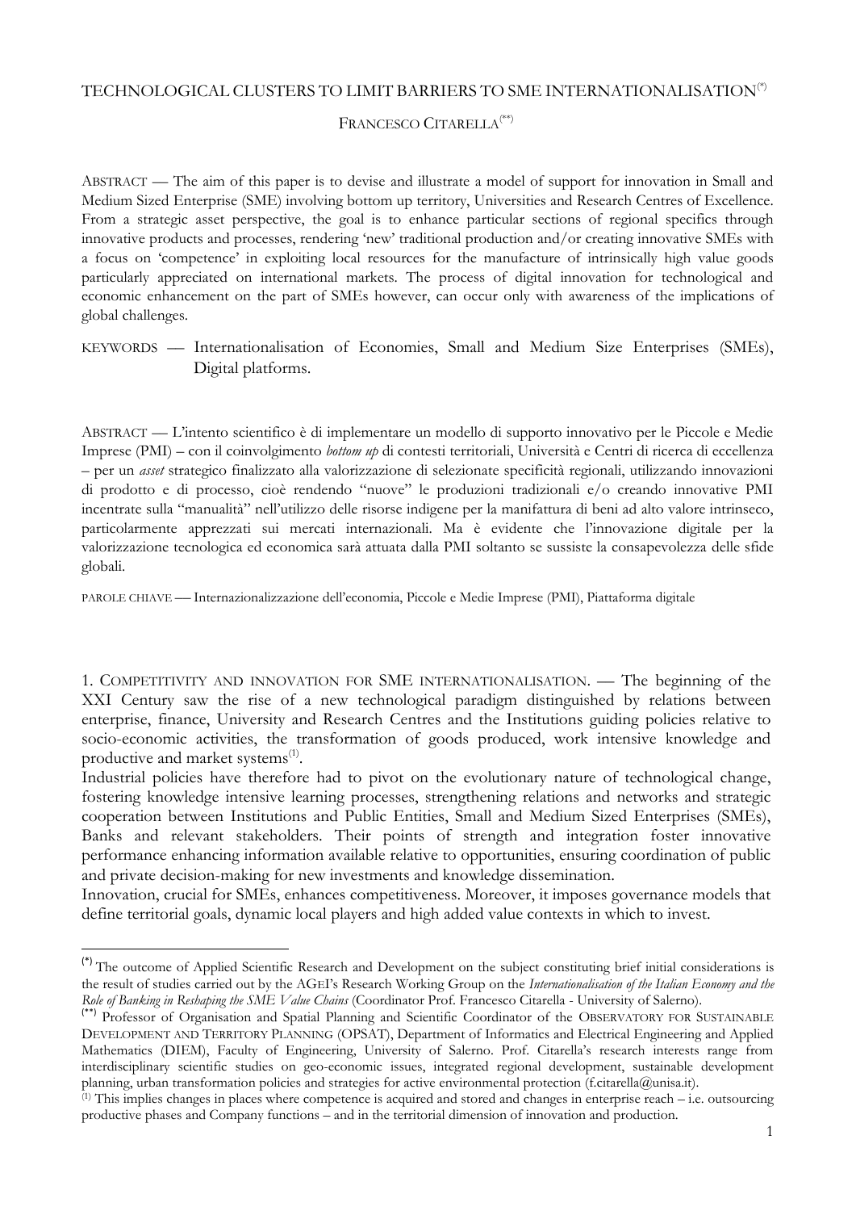# TECHNOLOGICAL CLUSTERS TO LIMIT BARRIERS TO SME INTERNATIONALISATION[(*)]

FRANCESCO CITARELLA[(**)]

ABSTRACT — The aim of this paper is to devise and illustrate a model of support for innovation in Small and Medium Sized Enterprise (SME) involving bottom up territory, Universities and Research Centres of Excellence. From a strategic asset perspective, the goal is to enhance particular sections of regional specifics through innovative products and processes, rendering 'new' traditional production and/or creating innovative SMEs with a focus on 'competence' in exploiting local resources for the manufacture of intrinsically high value goods particularly appreciated on international markets. The process of digital innovation for technological and economic enhancement on the part of SMEs however, can occur only with awareness of the implications of global challenges.

KEYWORDS — Internationalisation of Economies, Small and Medium Size Enterprises (SMEs), Digital platforms.

ABSTRACT — L'intento scientifico è di implementare un modello di supporto innovativo per le Piccole e Medie Imprese (PMI) – con il coinvolgimento *bottom up* di contesti territoriali, Università e Centri di ricerca di eccellenza – per un *asset* strategico finalizzato alla valorizzazione di selezionate specificità regionali, utilizzando innovazioni di prodotto e di processo, cioè rendendo "nuove" le produzioni tradizionali e/o creando innovative PMI incentrate sulla "manualità" nell'utilizzo delle risorse indigene per la manifattura di beni ad alto valore intrinseco, particolarmente apprezzati sui mercati internazionali. Ma è evidente che l'innovazione digitale per la valorizzazione tecnologica ed economica sarà attuata dalla PMI soltanto se sussiste la consapevolezza delle sfide globali.

PAROLE CHIAVE — Internazionalizzazione dell'economia, Piccole e Medie Imprese (PMI), Piattaforma digitale

## 1. COMPETITIVITY AND INNOVATION FOR SME INTERNATIONALISATION.

— The beginning of the XXI Century saw the rise of a new technological paradigm distinguished by relations between enterprise, finance, University and Research Centres and the Institutions guiding policies relative to socio-economic activities, the transformation of goods produced, work intensive knowledge and productive and market systems[(1)].

Industrial policies have therefore had to pivot on the evolutionary nature of technological change, fostering knowledge intensive learning processes, strengthening relations and networks and strategic cooperation between Institutions and Public Entities, Small and Medium Sized Enterprises (SMEs), Banks and relevant stakeholders. Their points of strength and integration foster innovative performance enhancing information available relative to opportunities, ensuring coordination of public and private decision-making for new investments and knowledge dissemination.

Innovation, crucial for SMEs, enhances competitiveness. Moreover, it imposes governance models that define territorial goals, dynamic local players and high added value contexts in which to invest.

---

[(*)] The outcome of Applied Scientific Research and Development on the subject constituting brief initial considerations is the result of studies carried out by the AGEI's Research Working Group on the *Internationalisation of the Italian Economy and the Role of Banking in Reshaping the SME Value Chains* (Coordinator Prof. Francesco Citarella - University of Salerno).

[(**)] Professor of Organisation and Spatial Planning and Scientific Coordinator of the OBSERVATORY FOR SUSTAINABLE DEVELOPMENT AND TERRITORY PLANNING (OPSAT), Department of Informatics and Electrical Engineering and Applied Mathematics (DIEM), Faculty of Engineering, University of Salerno. Prof. Citarella's research interests range from interdisciplinary scientific studies on geo-economic issues, integrated regional development, sustainable development planning, urban transformation policies and strategies for active environmental protection (f.citarella@unisa.it).

[(1)] This implies changes in places where competence is acquired and stored and changes in enterprise reach – i.e. outsourcing productive phases and Company functions – and in the territorial dimension of innovation and production.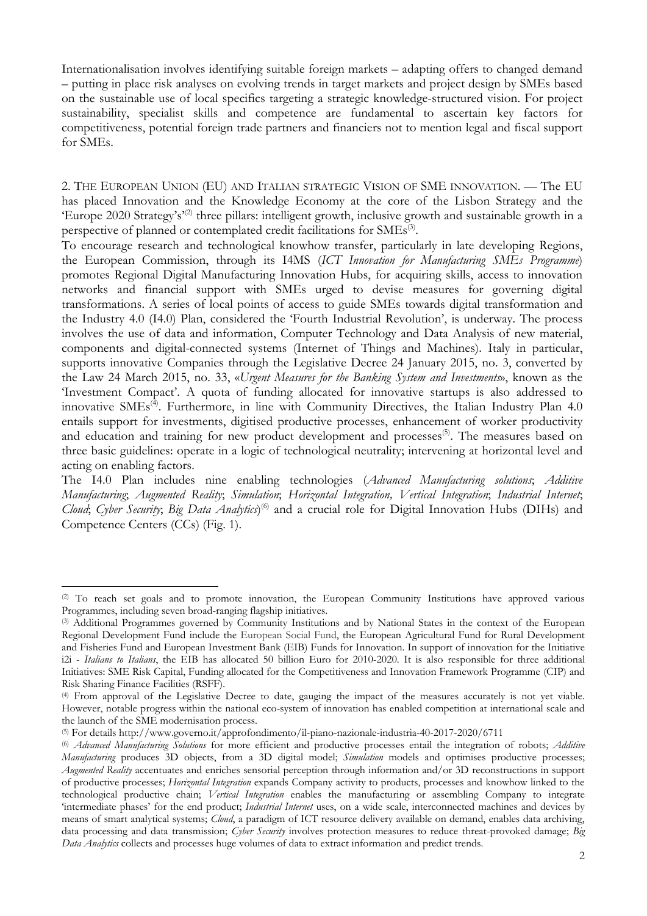Internationalisation involves identifying suitable foreign markets – adapting offers to changed demand – putting in place risk analyses on evolving trends in target markets and project design by SMEs based on the sustainable use of local specifics targeting a strategic knowledge-structured vision. For project sustainability, specialist skills and competence are fundamental to ascertain key factors for competitiveness, potential foreign trade partners and financiers not to mention legal and fiscal support for SMEs.

2. THE EUROPEAN UNION (EU) AND ITALIAN STRATEGIC VISION OF SME INNOVATION. — The EU has placed Innovation and the Knowledge Economy at the core of the Lisbon Strategy and the 'Europe 2020 Strategy's'[2] three pillars: intelligent growth, inclusive growth and sustainable growth in a perspective of planned or contemplated credit facilitations for SMEs[3].

To encourage research and technological knowhow transfer, particularly in late developing Regions, the European Commission, through its I4MS (*ICT Innovation for Manufacturing SMEs Programme*) promotes Regional Digital Manufacturing Innovation Hubs, for acquiring skills, access to innovation networks and financial support with SMEs urged to devise measures for governing digital transformations. A series of local points of access to guide SMEs towards digital transformation and the Industry 4.0 (I4.0) Plan, considered the 'Fourth Industrial Revolution', is underway. The process involves the use of data and information, Computer Technology and Data Analysis of new material, components and digital-connected systems (Internet of Things and Machines). Italy in particular, supports innovative Companies through the Legislative Decree 24 January 2015, no. 3, converted by the Law 24 March 2015, no. 33, «*Urgent Measures for the Banking System and Investments*», known as the 'Investment Compact'. A quota of funding allocated for innovative startups is also addressed to innovative SMEs[4]. Furthermore, in line with Community Directives, the Italian Industry Plan 4.0 entails support for investments, digitised productive processes, enhancement of worker productivity and education and training for new product development and processes[5]. The measures based on three basic guidelines: operate in a logic of technological neutrality; intervening at horizontal level and acting on enabling factors.

The I4.0 Plan includes nine enabling technologies (*Advanced Manufacturing solutions*; *Additive Manufacturing*; *Augmented Reality*; *Simulation*; *Horizontal Integration, Vertical Integration*; *Industrial Internet*; *Cloud*; *Cyber Security*; *Big Data Analytics*)[6] and a crucial role for Digital Innovation Hubs (DIHs) and Competence Centers (CCs) (Fig. 1).

---

[2] To reach set goals and to promote innovation, the European Community Institutions have approved various Programmes, including seven broad-ranging flagship initiatives.

[3] Additional Programmes governed by Community Institutions and by National States in the context of the European Regional Development Fund include the European Social Fund, the European Agricultural Fund for Rural Development and Fisheries Fund and European Investment Bank (EIB) Funds for Innovation. In support of innovation for the Initiative i2i - *Italians to Italians*, the EIB has allocated 50 billion Euro for 2010-2020. It is also responsible for three additional Initiatives: SME Risk Capital, Funding allocated for the Competitiveness and Innovation Framework Programme (CIP) and Risk Sharing Finance Facilities (RSFF).

[4] From approval of the Legislative Decree to date, gauging the impact of the measures accurately is not yet viable. However, notable progress within the national eco-system of innovation has enabled competition at international scale and the launch of the SME modernisation process.

[5] For details http://www.governo.it/approfondimento/il-piano-nazionale-industria-40-2017-2020/6711

[6] *Advanced Manufacturing Solutions* for more efficient and productive processes entail the integration of robots; *Additive Manufacturing* produces 3D objects, from a 3D digital model; *Simulation* models and optimises productive processes; *Augmented Reality* accentuates and enriches sensorial perception through information and/or 3D reconstructions in support of productive processes; *Horizontal Integration* expands Company activity to products, processes and knowhow linked to the technological productive chain; *Vertical Integration* enables the manufacturing or assembling Company to integrate 'intermediate phases' for the end product; *Industrial Internet* uses, on a wide scale, interconnected machines and devices by means of smart analytical systems; *Cloud*, a paradigm of ICT resource delivery available on demand, enables data archiving, data processing and data transmission; *Cyber Security* involves protection measures to reduce threat-provoked damage; *Big Data Analytics* collects and processes huge volumes of data to extract information and predict trends.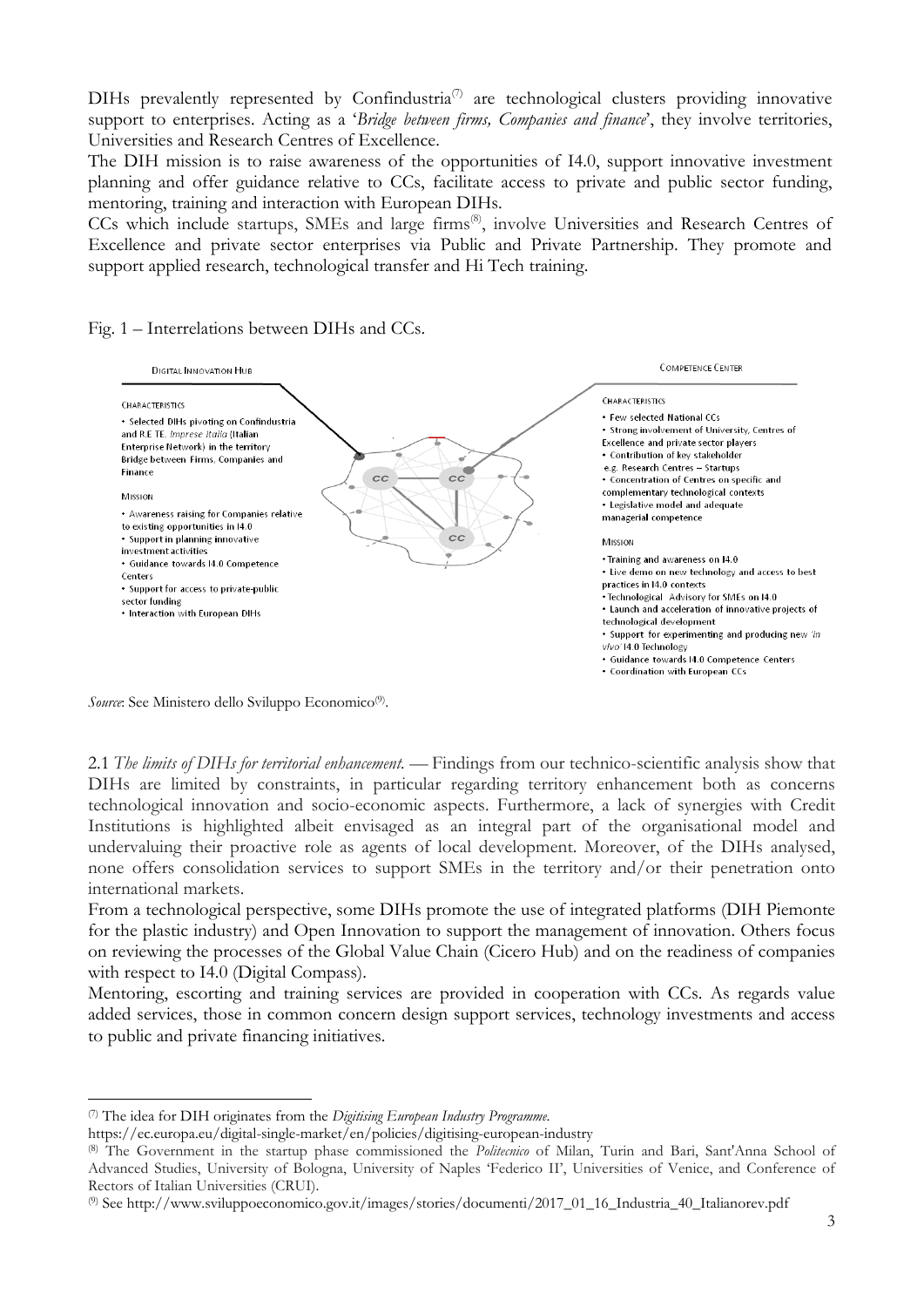DIHs prevalently represented by Confindustria[7] are technological clusters providing innovative support to enterprises. Acting as a '*Bridge between firms, Companies and finance*', they involve territories, Universities and Research Centres of Excellence.

The DIH mission is to raise awareness of the opportunities of I4.0, support innovative investment planning and offer guidance relative to CCs, facilitate access to private and public sector funding, mentoring, training and interaction with European DIHs.

CCs which include startups, SMEs and large firms[8], involve Universities and Research Centres of Excellence and private sector enterprises via Public and Private Partnership. They promote and support applied research, technological transfer and Hi Tech training.

Fig. 1 – Interrelations between DIHs and CCs.

DIGITAL INNOVATION HUB

CHARACTERISTICS
- Selected DIHs pivoting on Confindustria and R.E TE. *Imprese Italia* (Italian Enterprise Network) in the territory Bridge between Firms, Companies and Finance

MISSION
- Awareness raising for Companies relative to existing opportunities in I4.0
- Support in planning innovative investment activities
- Guidance towards I4.0 Competence Centers
- Support for access to private-public sector funding
- Interaction with European DIHs

COMPETENCE CENTER

CHARACTERISTICS
- Few selected National CCs
- Strong involvement of University, Centres of Excellence and private sector players
- Contribution of key stakeholder e.g. Research Centres – Startups
- Concentration of Centres on specific and complementary technological contexts
- Legislative model and adequate managerial competence

MISSION
- Training and awareness on I4.0
- Live demo on new technology and access to best practices in I4.0 contexts
- Technological Advisory for SMEs on I4.0
- Launch and acceleration of innovative projects of technological development
- Support for experimenting and producing new '*in vivo*' I4.0 Technology
- Guidance towards I4.0 Competence Centers
- Coordination with European CCs

*Source*: See Ministero dello Sviluppo Economico[9].

2.1 *The limits of DIHs for territorial enhancement.* — Findings from our technico-scientific analysis show that DIHs are limited by constraints, in particular regarding territory enhancement both as concerns technological innovation and socio-economic aspects. Furthermore, a lack of synergies with Credit Institutions is highlighted albeit envisaged as an integral part of the organisational model and undervaluing their proactive role as agents of local development. Moreover, of the DIHs analysed, none offers consolidation services to support SMEs in the territory and/or their penetration onto international markets.

From a technological perspective, some DIHs promote the use of integrated platforms (DIH Piemonte for the plastic industry) and Open Innovation to support the management of innovation. Others focus on reviewing the processes of the Global Value Chain (Cicero Hub) and on the readiness of companies with respect to I4.0 (Digital Compass).

Mentoring, escorting and training services are provided in cooperation with CCs. As regards value added services, those in common concern design support services, technology investments and access to public and private financing initiatives.

---

[7] The idea for DIH originates from the *Digitising European Industry Programme*. https://ec.europa.eu/digital-single-market/en/policies/digitising-european-industry

[8] The Government in the startup phase commissioned the *Politecnico* of Milan, Turin and Bari, Sant'Anna School of Advanced Studies, University of Bologna, University of Naples 'Federico II', Universities of Venice, and Conference of Rectors of Italian Universities (CRUI).

[9] See http://www.sviluppoeconomico.gov.it/images/stories/documenti/2017_01_16_Industria_40_Italianorev.pdf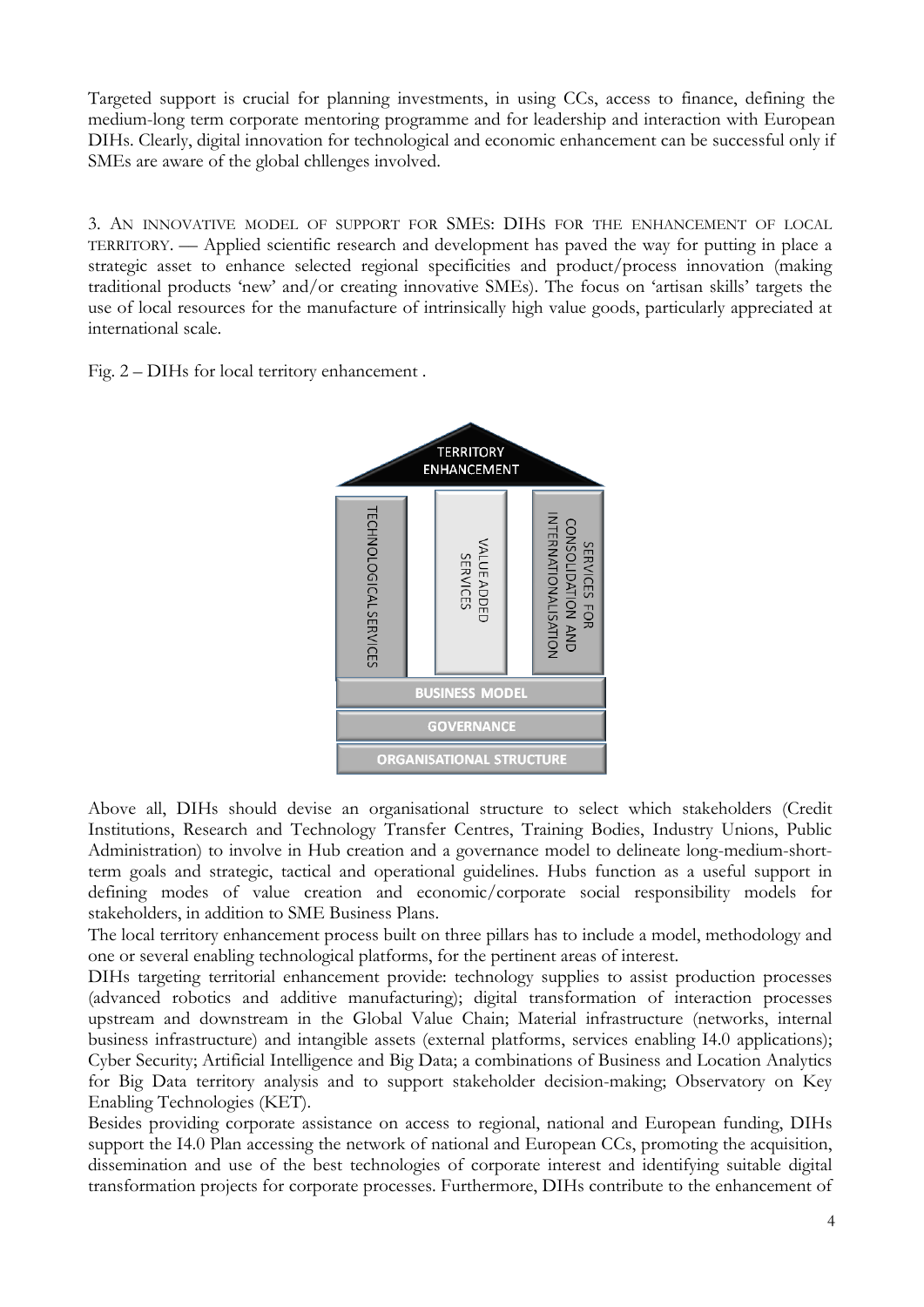Targeted support is crucial for planning investments, in using CCs, access to finance, defining the medium-long term corporate mentoring programme and for leadership and interaction with European DIHs. Clearly, digital innovation for technological and economic enhancement can be successful only if SMEs are aware of the global chllenges involved.

3. AN INNOVATIVE MODEL OF SUPPORT FOR SMES: DIHS FOR THE ENHANCEMENT OF LOCAL TERRITORY. — Applied scientific research and development has paved the way for putting in place a strategic asset to enhance selected regional specificities and product/process innovation (making traditional products 'new' and/or creating innovative SMEs). The focus on 'artisan skills' targets the use of local resources for the manufacture of intrinsically high value goods, particularly appreciated at international scale.

Fig. 2 – DIHs for local territory enhancement .

TERRITORY ENHANCEMENT

TECHNOLOGICAL SERVICES | VALUE ADDED SERVICES | SERVICES FOR CONSOLIDATION AND INTERNATIONALISATION

BUSINESS MODEL

GOVERNANCE

ORGANISATIONAL STRUCTURE

Above all, DIHs should devise an organisational structure to select which stakeholders (Credit Institutions, Research and Technology Transfer Centres, Training Bodies, Industry Unions, Public Administration) to involve in Hub creation and a governance model to delineate long-medium-short-term goals and strategic, tactical and operational guidelines. Hubs function as a useful support in defining modes of value creation and economic/corporate social responsibility models for stakeholders, in addition to SME Business Plans.

The local territory enhancement process built on three pillars has to include a model, methodology and one or several enabling technological platforms, for the pertinent areas of interest.

DIHs targeting territorial enhancement provide: technology supplies to assist production processes (advanced robotics and additive manufacturing); digital transformation of interaction processes upstream and downstream in the Global Value Chain; Material infrastructure (networks, internal business infrastructure) and intangible assets (external platforms, services enabling I4.0 applications); Cyber Security; Artificial Intelligence and Big Data; a combinations of Business and Location Analytics for Big Data territory analysis and to support stakeholder decision-making; Observatory on Key Enabling Technologies (KET).

Besides providing corporate assistance on access to regional, national and European funding, DIHs support the I4.0 Plan accessing the network of national and European CCs, promoting the acquisition, dissemination and use of the best technologies of corporate interest and identifying suitable digital transformation projects for corporate processes. Furthermore, DIHs contribute to the enhancement of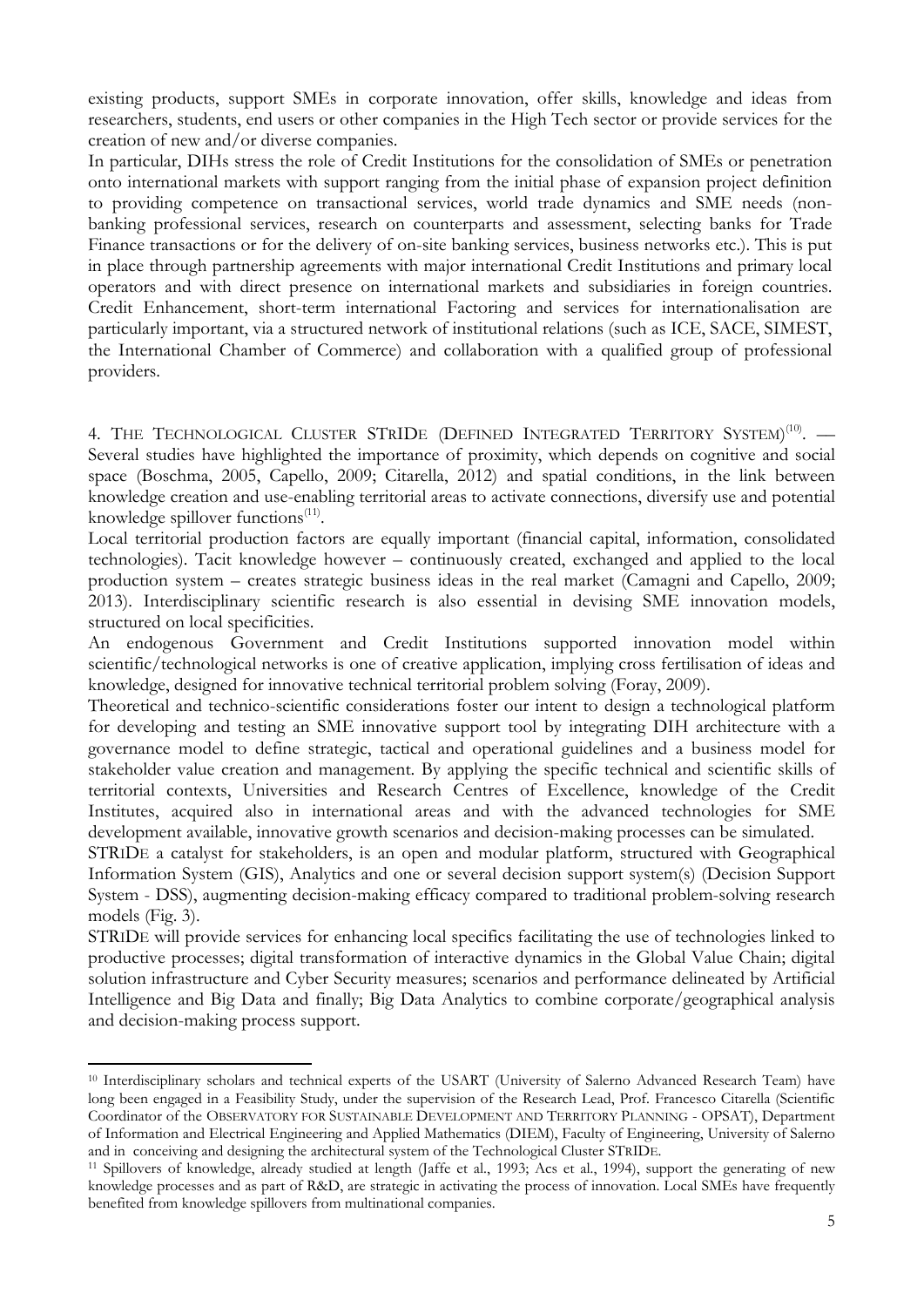existing products, support SMEs in corporate innovation, offer skills, knowledge and ideas from researchers, students, end users or other companies in the High Tech sector or provide services for the creation of new and/or diverse companies.

In particular, DIHs stress the role of Credit Institutions for the consolidation of SMEs or penetration onto international markets with support ranging from the initial phase of expansion project definition to providing competence on transactional services, world trade dynamics and SME needs (non-banking professional services, research on counterparts and assessment, selecting banks for Trade Finance transactions or for the delivery of on-site banking services, business networks etc.). This is put in place through partnership agreements with major international Credit Institutions and primary local operators and with direct presence on international markets and subsidiaries in foreign countries. Credit Enhancement, short-term international Factoring and services for internationalisation are particularly important, via a structured network of institutional relations (such as ICE, SACE, SIMEST, the International Chamber of Commerce) and collaboration with a qualified group of professional providers.

4. THE TECHNOLOGICAL CLUSTER STRIDE (DEFINED INTEGRATED TERRITORY SYSTEM)[10]. — Several studies have highlighted the importance of proximity, which depends on cognitive and social space (Boschma, 2005, Capello, 2009; Citarella, 2012) and spatial conditions, in the link between knowledge creation and use-enabling territorial areas to activate connections, diversify use and potential knowledge spillover functions[11].

Local territorial production factors are equally important (financial capital, information, consolidated technologies). Tacit knowledge however – continuously created, exchanged and applied to the local production system – creates strategic business ideas in the real market (Camagni and Capello, 2009; 2013). Interdisciplinary scientific research is also essential in devising SME innovation models, structured on local specificities.

An endogenous Government and Credit Institutions supported innovation model within scientific/technological networks is one of creative application, implying cross fertilisation of ideas and knowledge, designed for innovative technical territorial problem solving (Foray, 2009).

Theoretical and technico-scientific considerations foster our intent to design a technological platform for developing and testing an SME innovative support tool by integrating DIH architecture with a governance model to define strategic, tactical and operational guidelines and a business model for stakeholder value creation and management. By applying the specific technical and scientific skills of territorial contexts, Universities and Research Centres of Excellence, knowledge of the Credit Institutes, acquired also in international areas and with the advanced technologies for SME development available, innovative growth scenarios and decision-making processes can be simulated.

STRIDE a catalyst for stakeholders, is an open and modular platform, structured with Geographical Information System (GIS), Analytics and one or several decision support system(s) (Decision Support System - DSS), augmenting decision-making efficacy compared to traditional problem-solving research models (Fig. 3).

STRIDE will provide services for enhancing local specifics facilitating the use of technologies linked to productive processes; digital transformation of interactive dynamics in the Global Value Chain; digital solution infrastructure and Cyber Security measures; scenarios and performance delineated by Artificial Intelligence and Big Data and finally; Big Data Analytics to combine corporate/geographical analysis and decision-making process support.

---

[10] Interdisciplinary scholars and technical experts of the USART (University of Salerno Advanced Research Team) have long been engaged in a Feasibility Study, under the supervision of the Research Lead, Prof. Francesco Citarella (Scientific Coordinator of the OBSERVATORY FOR SUSTAINABLE DEVELOPMENT AND TERRITORY PLANNING - OPSAT), Department of Information and Electrical Engineering and Applied Mathematics (DIEM), Faculty of Engineering, University of Salerno and in conceiving and designing the architectural system of the Technological Cluster STRIDE.

[11] Spillovers of knowledge, already studied at length (Jaffe et al., 1993; Acs et al., 1994), support the generating of new knowledge processes and as part of R&D, are strategic in activating the process of innovation. Local SMEs have frequently benefited from knowledge spillovers from multinational companies.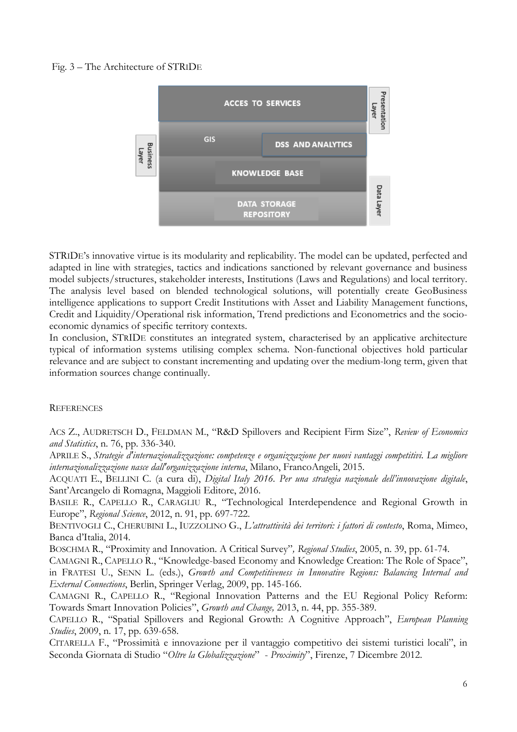Fig. 3 – The Architecture of STRIDE

STRIDE's innovative virtue is its modularity and replicability. The model can be updated, perfected and adapted in line with strategies, tactics and indications sanctioned by relevant governance and business model subjects/structures, stakeholder interests, Institutions (Laws and Regulations) and local territory. The analysis level based on blended technological solutions, will potentially create GeoBusiness intelligence applications to support Credit Institutions with Asset and Liability Management functions, Credit and Liquidity/Operational risk information, Trend predictions and Econometrics and the socio-economic dynamics of specific territory contexts.

In conclusion, STRIDE constitutes an integrated system, characterised by an applicative architecture typical of information systems utilising complex schema. Non-functional objectives hold particular relevance and are subject to constant incrementing and updating over the medium-long term, given that information sources change continually.

## REFERENCES

ACS Z., AUDRETSCH D., FELDMAN M., "R&D Spillovers and Recipient Firm Size", *Review of Economics and Statistics*, n. 76, pp. 336-340.

APRILE S., *Strategie d'internazionalizzazione: competenze e organizzazione per nuovi vantaggi competitivi. La migliore internazionalizzazione nasce dall'organizzazione interna*, Milano, FrancoAngeli, 2015.

ACQUATI E., BELLINI C. (a cura di), *Digital Italy 2016. Per una strategia nazionale dell'innovazione digitale*, Sant'Arcangelo di Romagna, Maggioli Editore, 2016.

BASILE R., CAPELLO R., CARAGLIU R., "Technological Interdependence and Regional Growth in Europe", *Regional Science*, 2012, n. 91, pp. 697-722.

BENTIVOGLI C., CHERUBINI L., IUZZOLINO G., *L'attrattività dei territori: i fattori di contesto*, Roma, Mimeo, Banca d'Italia, 2014.

BOSCHMA R., "Proximity and Innovation. A Critical Survey", *Regional Studies*, 2005, n. 39, pp. 61-74.

CAMAGNI R., CAPELLO R., "Knowledge-based Economy and Knowledge Creation: The Role of Space", in FRATESI U., SENN L. (eds.), *Growth and Competitiveness in Innovative Regions: Balancing Internal and External Connections*, Berlin, Springer Verlag, 2009, pp. 145-166.

CAMAGNI R., CAPELLO R., "Regional Innovation Patterns and the EU Regional Policy Reform: Towards Smart Innovation Policies", *Growth and Change,* 2013, n. 44, pp. 355-389.

CAPELLO R., "Spatial Spillovers and Regional Growth: A Cognitive Approach", *European Planning Studies*, 2009, n. 17, pp. 639-658.

CITARELLA F., "Prossimità e innovazione per il vantaggio competitivo dei sistemi turistici locali", in Seconda Giornata di Studio "*Oltre la Globalizzazione*" - *Proximity*", Firenze, 7 Dicembre 2012.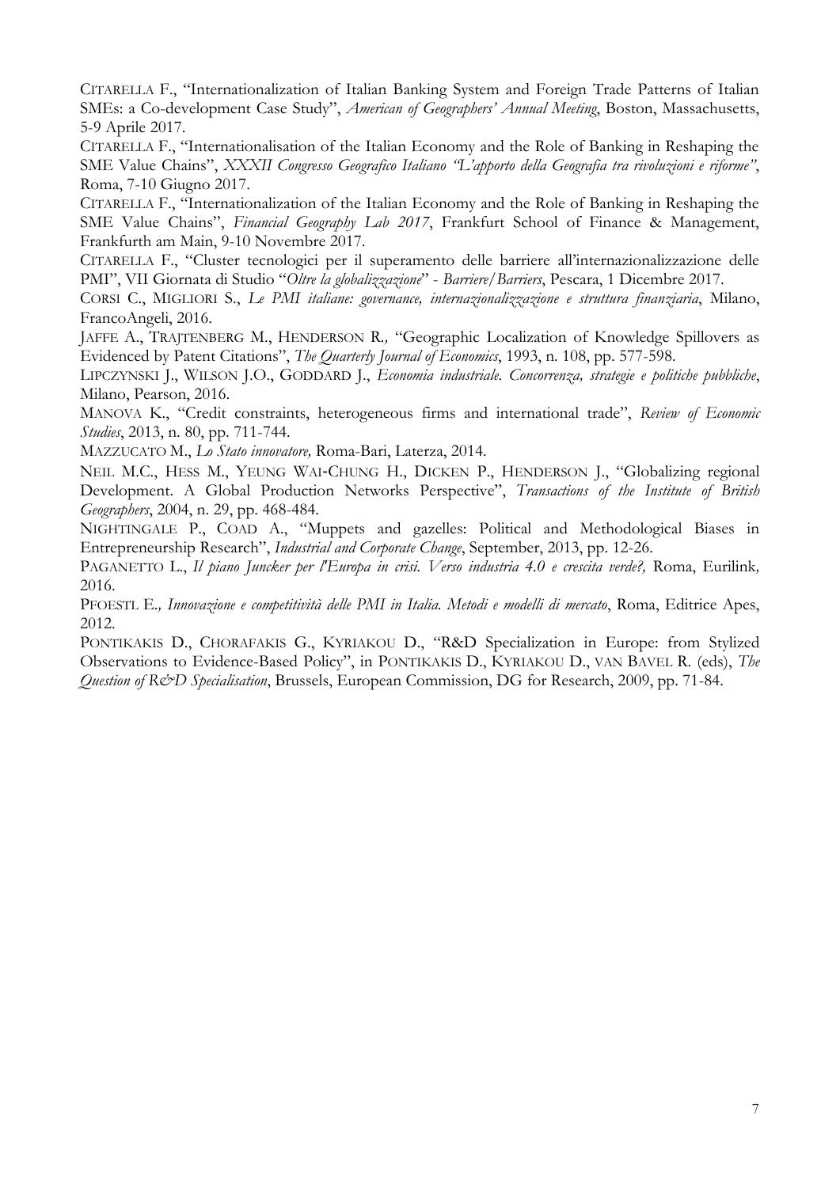CITARELLA F., "Internationalization of Italian Banking System and Foreign Trade Patterns of Italian SMEs: a Co-development Case Study", *American of Geographers' Annual Meeting*, Boston, Massachusetts, 5-9 Aprile 2017.

CITARELLA F., "Internationalisation of the Italian Economy and the Role of Banking in Reshaping the SME Value Chains", *XXXII Congresso Geografico Italiano "L'apporto della Geografia tra rivoluzioni e riforme"*, Roma, 7-10 Giugno 2017.

CITARELLA F., "Internationalization of the Italian Economy and the Role of Banking in Reshaping the SME Value Chains", *Financial Geography Lab 2017*, Frankfurt School of Finance & Management, Frankfurth am Main, 9-10 Novembre 2017.

CITARELLA F., "Cluster tecnologici per il superamento delle barriere all'internazionalizzazione delle PMI", VII Giornata di Studio "*Oltre la globalizzazione*" - *Barriere/Barriers*, Pescara, 1 Dicembre 2017.

CORSI C., MIGLIORI S., *Le PMI italiane: governance, internazionalizzazione e struttura finanziaria*, Milano, FrancoAngeli, 2016.

JAFFE A., TRAJTENBERG M., HENDERSON R., "Geographic Localization of Knowledge Spillovers as Evidenced by Patent Citations", *The Quarterly Journal of Economics*, 1993, n. 108, pp. 577-598.

LIPCZYNSKI J., WILSON J.O., GODDARD J., *Economia industriale. Concorrenza, strategie e politiche pubbliche*, Milano, Pearson, 2016.

MANOVA K., "Credit constraints, heterogeneous firms and international trade", *Review of Economic Studies*, 2013, n. 80, pp. 711-744.

MAZZUCATO M., *Lo Stato innovatore,* Roma-Bari, Laterza, 2014.

NEIL M.C., HESS M., YEUNG WAI-CHUNG H., DICKEN P., HENDERSON J., "Globalizing regional Development. A Global Production Networks Perspective", *Transactions of the Institute of British Geographers*, 2004, n. 29, pp. 468-484.

NIGHTINGALE P., COAD A., "Muppets and gazelles: Political and Methodological Biases in Entrepreneurship Research", *Industrial and Corporate Change*, September, 2013, pp. 12-26.

PAGANETTO L., *Il piano Juncker per l'Europa in crisi. Verso industria 4.0 e crescita verde?,* Roma, Eurilink*,* 2016.

PFOESTL E*., Innovazione e competitività delle PMI in Italia. Metodi e modelli di mercato*, Roma, Editrice Apes, 2012.

PONTIKAKIS D., CHORAFAKIS G., KYRIAKOU D., "R&D Specialization in Europe: from Stylized Observations to Evidence-Based Policy", in PONTIKAKIS D., KYRIAKOU D., VAN BAVEL R. (eds), *The Question of R&D Specialisation*, Brussels, European Commission, DG for Research, 2009, pp. 71-84.